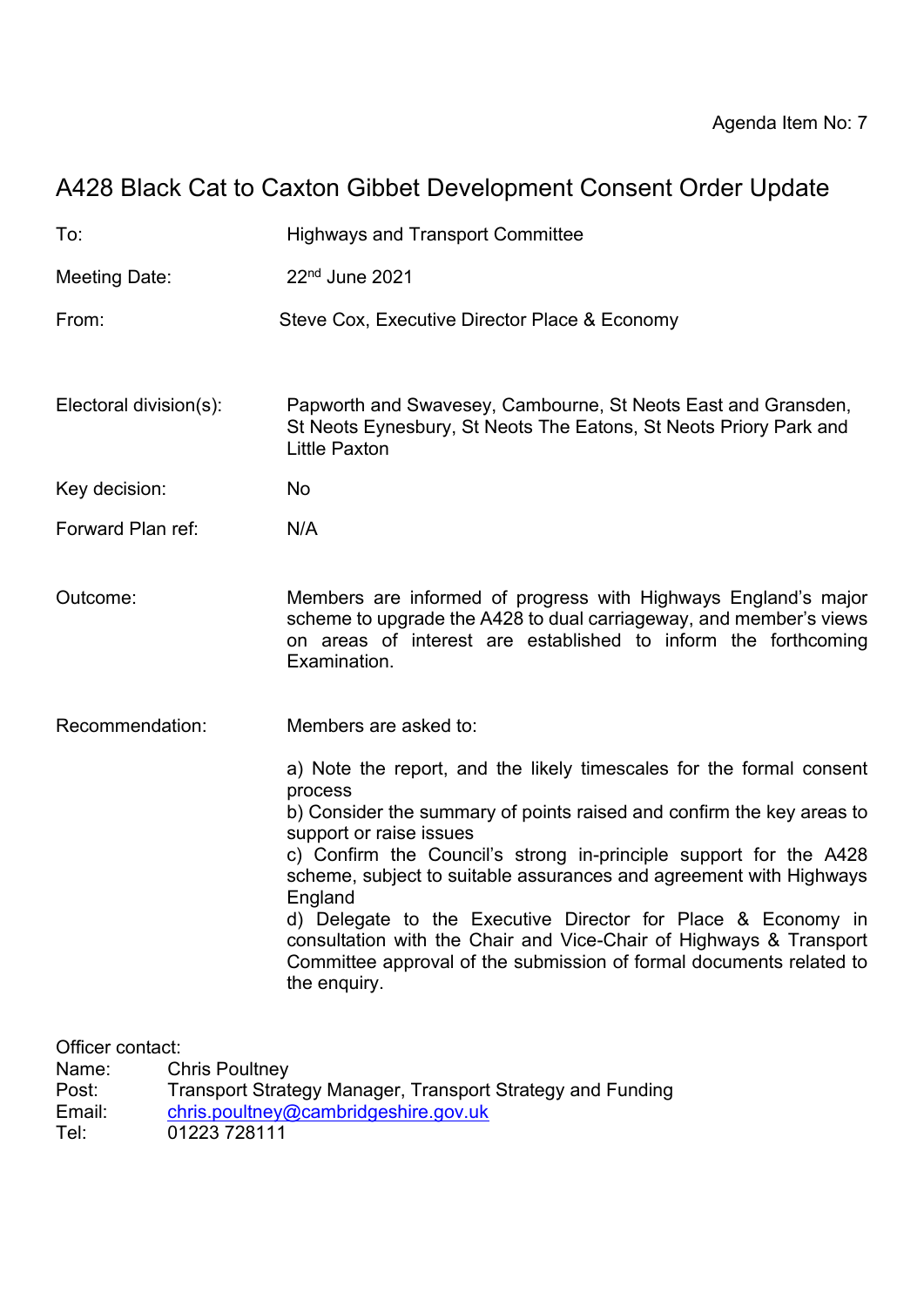Agenda Item No: 7

# A428 Black Cat to Caxton Gibbet Development Consent Order Update

To: Highways and Transport Committee

Meeting Date: 22nd June 2021

From: Steve Cox, Executive Director Place & Economy

Electoral division(s): Papworth and Swavesey, Cambourne, St Neots East and Gransden, St Neots Eynesbury, St Neots The Eatons, St Neots Priory Park and Little Paxton

Key decision: No

Forward Plan ref: N/A

Outcome: Members are informed of progress with Highways England's major scheme to upgrade the A428 to dual carriageway, and member's views on areas of interest are established to inform the forthcoming Examination.

Recommendation: Members are asked to:

a) Note the report, and the likely timescales for the formal consent process
b) Consider the summary of points raised and confirm the key areas to support or raise issues
c) Confirm the Council's strong in-principle support for the A428 scheme, subject to suitable assurances and agreement with Highways England
d) Delegate to the Executive Director for Place & Economy in consultation with the Chair and Vice-Chair of Highways & Transport Committee approval of the submission of formal documents related to the enquiry.

Officer contact:
Name: Chris Poultney
Post: Transport Strategy Manager, Transport Strategy and Funding
Email: chris.poultney@cambridgeshire.gov.uk
Tel: 01223 728111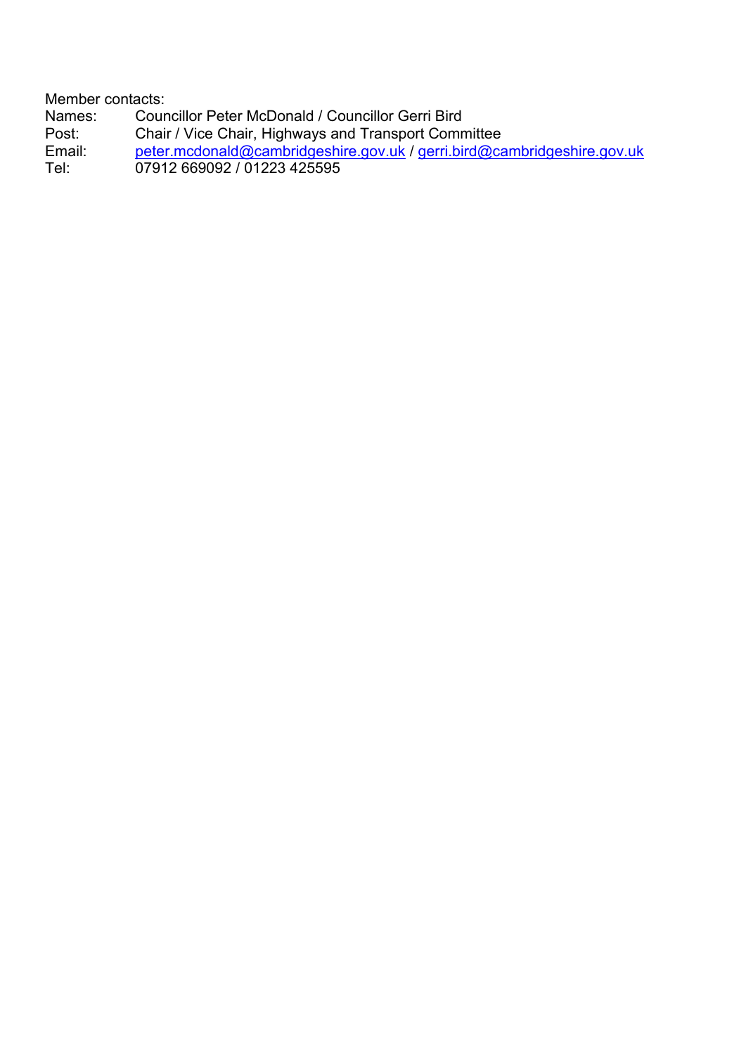Member contacts:

Names: Councillor Peter McDonald / Councillor Gerri Bird
Post: Chair / Vice Chair, Highways and Transport Committee
Email: peter.mcdonald@cambridgeshire.gov.uk / gerri.bird@cambridgeshire.gov.uk
Tel: 07912 669092 / 01223 425595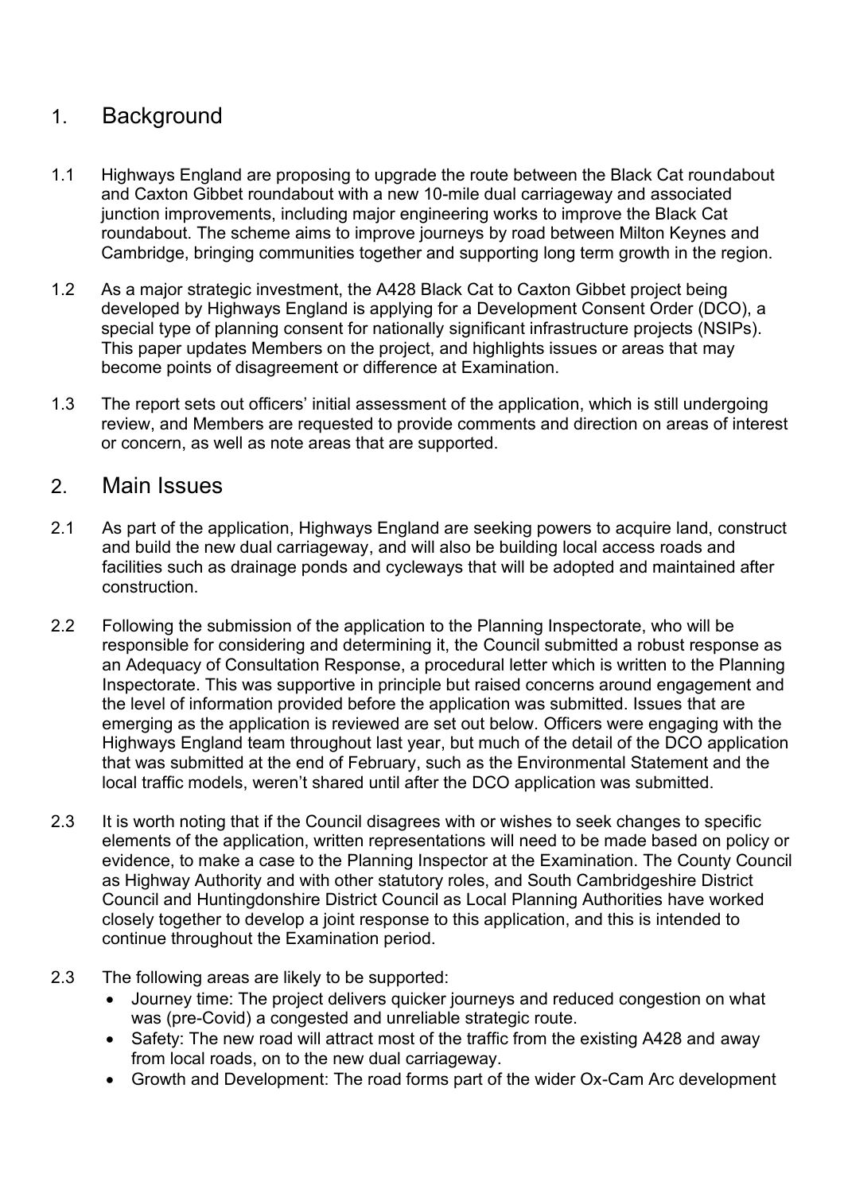## 1. Background

1.1 Highways England are proposing to upgrade the route between the Black Cat roundabout and Caxton Gibbet roundabout with a new 10-mile dual carriageway and associated junction improvements, including major engineering works to improve the Black Cat roundabout. The scheme aims to improve journeys by road between Milton Keynes and Cambridge, bringing communities together and supporting long term growth in the region.

1.2 As a major strategic investment, the A428 Black Cat to Caxton Gibbet project being developed by Highways England is applying for a Development Consent Order (DCO), a special type of planning consent for nationally significant infrastructure projects (NSIPs). This paper updates Members on the project, and highlights issues or areas that may become points of disagreement or difference at Examination.

1.3 The report sets out officers' initial assessment of the application, which is still undergoing review, and Members are requested to provide comments and direction on areas of interest or concern, as well as note areas that are supported.

## 2. Main Issues

2.1 As part of the application, Highways England are seeking powers to acquire land, construct and build the new dual carriageway, and will also be building local access roads and facilities such as drainage ponds and cycleways that will be adopted and maintained after construction.

2.2 Following the submission of the application to the Planning Inspectorate, who will be responsible for considering and determining it, the Council submitted a robust response as an Adequacy of Consultation Response, a procedural letter which is written to the Planning Inspectorate. This was supportive in principle but raised concerns around engagement and the level of information provided before the application was submitted. Issues that are emerging as the application is reviewed are set out below. Officers were engaging with the Highways England team throughout last year, but much of the detail of the DCO application that was submitted at the end of February, such as the Environmental Statement and the local traffic models, weren't shared until after the DCO application was submitted.

2.3 It is worth noting that if the Council disagrees with or wishes to seek changes to specific elements of the application, written representations will need to be made based on policy or evidence, to make a case to the Planning Inspector at the Examination. The County Council as Highway Authority and with other statutory roles, and South Cambridgeshire District Council and Huntingdonshire District Council as Local Planning Authorities have worked closely together to develop a joint response to this application, and this is intended to continue throughout the Examination period.

2.3 The following areas are likely to be supported:

- Journey time: The project delivers quicker journeys and reduced congestion on what was (pre-Covid) a congested and unreliable strategic route.
- Safety: The new road will attract most of the traffic from the existing A428 and away from local roads, on to the new dual carriageway.
- Growth and Development: The road forms part of the wider Ox-Cam Arc development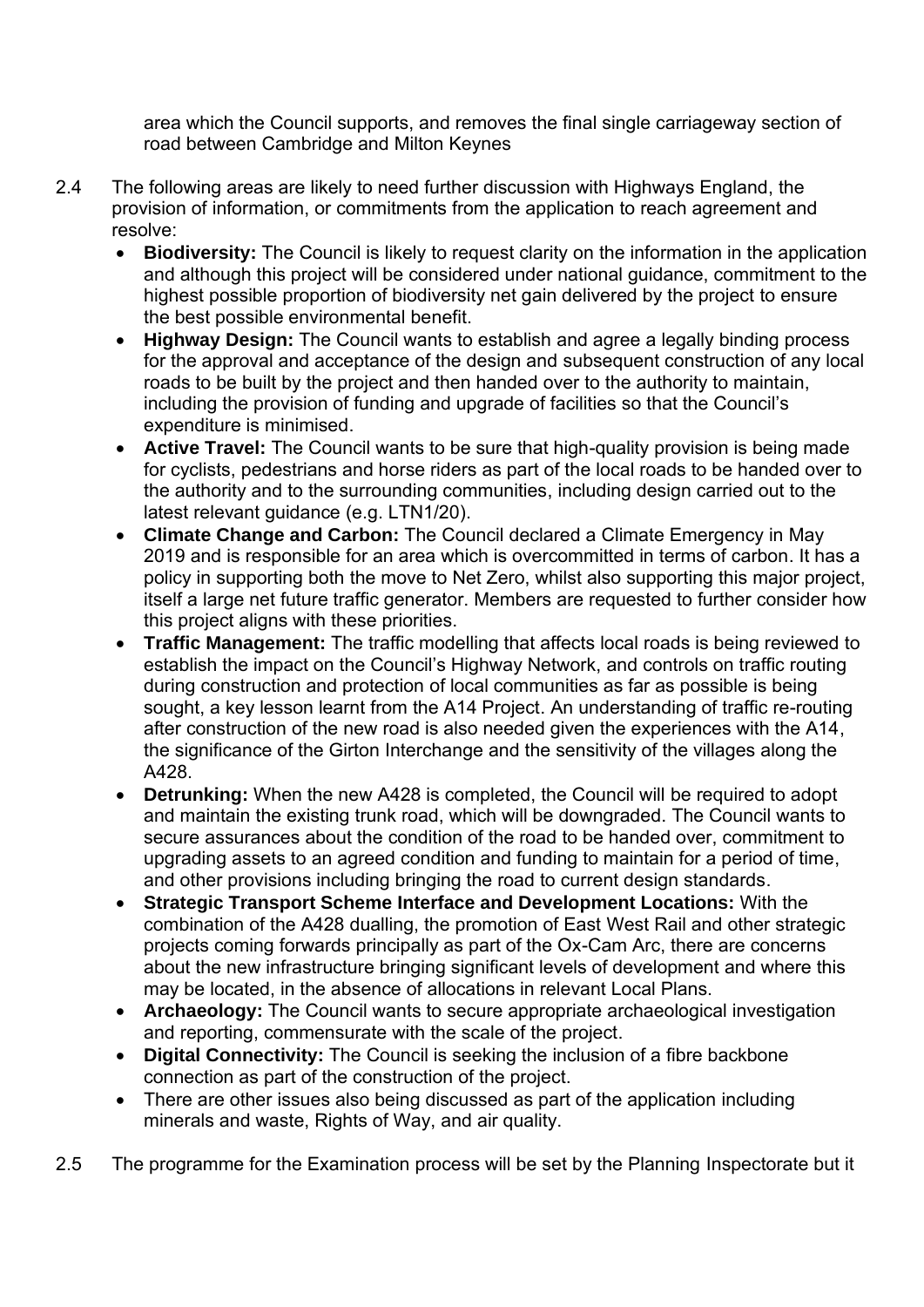area which the Council supports, and removes the final single carriageway section of road between Cambridge and Milton Keynes

2.4 The following areas are likely to need further discussion with Highways England, the provision of information, or commitments from the application to reach agreement and resolve:

- **Biodiversity:** The Council is likely to request clarity on the information in the application and although this project will be considered under national guidance, commitment to the highest possible proportion of biodiversity net gain delivered by the project to ensure the best possible environmental benefit.
- **Highway Design:** The Council wants to establish and agree a legally binding process for the approval and acceptance of the design and subsequent construction of any local roads to be built by the project and then handed over to the authority to maintain, including the provision of funding and upgrade of facilities so that the Council's expenditure is minimised.
- **Active Travel:** The Council wants to be sure that high-quality provision is being made for cyclists, pedestrians and horse riders as part of the local roads to be handed over to the authority and to the surrounding communities, including design carried out to the latest relevant guidance (e.g. LTN1/20).
- **Climate Change and Carbon:** The Council declared a Climate Emergency in May 2019 and is responsible for an area which is overcommitted in terms of carbon. It has a policy in supporting both the move to Net Zero, whilst also supporting this major project, itself a large net future traffic generator. Members are requested to further consider how this project aligns with these priorities.
- **Traffic Management:** The traffic modelling that affects local roads is being reviewed to establish the impact on the Council's Highway Network, and controls on traffic routing during construction and protection of local communities as far as possible is being sought, a key lesson learnt from the A14 Project. An understanding of traffic re-routing after construction of the new road is also needed given the experiences with the A14, the significance of the Girton Interchange and the sensitivity of the villages along the A428.
- **Detrunking:** When the new A428 is completed, the Council will be required to adopt and maintain the existing trunk road, which will be downgraded. The Council wants to secure assurances about the condition of the road to be handed over, commitment to upgrading assets to an agreed condition and funding to maintain for a period of time, and other provisions including bringing the road to current design standards.
- **Strategic Transport Scheme Interface and Development Locations:** With the combination of the A428 dualling, the promotion of East West Rail and other strategic projects coming forwards principally as part of the Ox-Cam Arc, there are concerns about the new infrastructure bringing significant levels of development and where this may be located, in the absence of allocations in relevant Local Plans.
- **Archaeology:** The Council wants to secure appropriate archaeological investigation and reporting, commensurate with the scale of the project.
- **Digital Connectivity:** The Council is seeking the inclusion of a fibre backbone connection as part of the construction of the project.
- There are other issues also being discussed as part of the application including minerals and waste, Rights of Way, and air quality.

2.5 The programme for the Examination process will be set by the Planning Inspectorate but it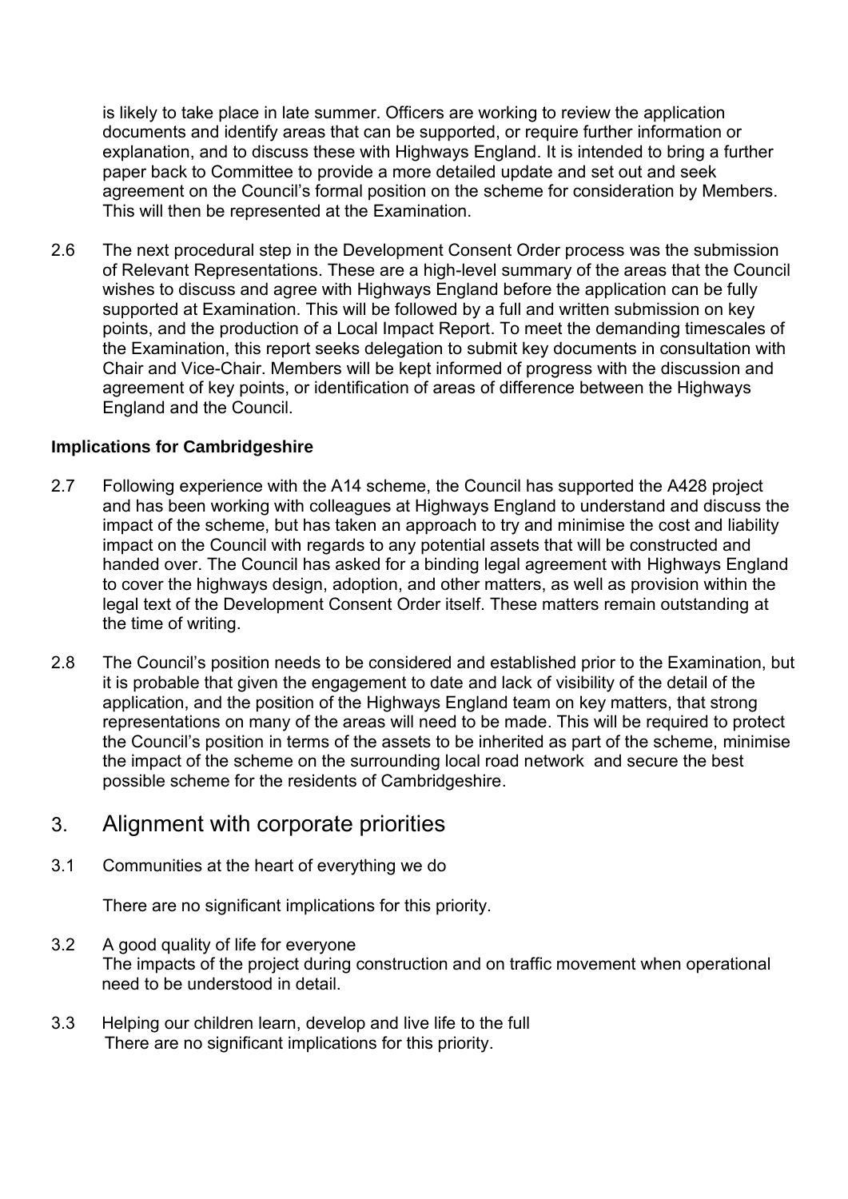is likely to take place in late summer. Officers are working to review the application documents and identify areas that can be supported, or require further information or explanation, and to discuss these with Highways England. It is intended to bring a further paper back to Committee to provide a more detailed update and set out and seek agreement on the Council's formal position on the scheme for consideration by Members. This will then be represented at the Examination.

2.6 The next procedural step in the Development Consent Order process was the submission of Relevant Representations. These are a high-level summary of the areas that the Council wishes to discuss and agree with Highways England before the application can be fully supported at Examination. This will be followed by a full and written submission on key points, and the production of a Local Impact Report. To meet the demanding timescales of the Examination, this report seeks delegation to submit key documents in consultation with Chair and Vice-Chair. Members will be kept informed of progress with the discussion and agreement of key points, or identification of areas of difference between the Highways England and the Council.

**Implications for Cambridgeshire**

2.7 Following experience with the A14 scheme, the Council has supported the A428 project and has been working with colleagues at Highways England to understand and discuss the impact of the scheme, but has taken an approach to try and minimise the cost and liability impact on the Council with regards to any potential assets that will be constructed and handed over. The Council has asked for a binding legal agreement with Highways England to cover the highways design, adoption, and other matters, as well as provision within the legal text of the Development Consent Order itself. These matters remain outstanding at the time of writing.

2.8 The Council's position needs to be considered and established prior to the Examination, but it is probable that given the engagement to date and lack of visibility of the detail of the application, and the position of the Highways England team on key matters, that strong representations on many of the areas will need to be made. This will be required to protect the Council's position in terms of the assets to be inherited as part of the scheme, minimise the impact of the scheme on the surrounding local road network and secure the best possible scheme for the residents of Cambridgeshire.

## 3. Alignment with corporate priorities

3.1 Communities at the heart of everything we do

There are no significant implications for this priority.

3.2 A good quality of life for everyone

The impacts of the project during construction and on traffic movement when operational need to be understood in detail.

3.3 Helping our children learn, develop and live life to the full

There are no significant implications for this priority.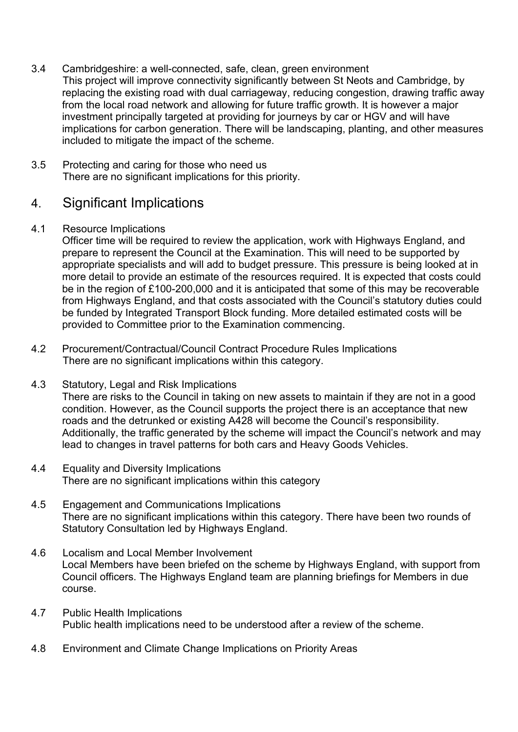3.4 Cambridgeshire: a well-connected, safe, clean, green environment

This project will improve connectivity significantly between St Neots and Cambridge, by replacing the existing road with dual carriageway, reducing congestion, drawing traffic away from the local road network and allowing for future traffic growth. It is however a major investment principally targeted at providing for journeys by car or HGV and will have implications for carbon generation. There will be landscaping, planting, and other measures included to mitigate the impact of the scheme.

3.5 Protecting and caring for those who need us

There are no significant implications for this priority.

## 4. Significant Implications

4.1 Resource Implications

Officer time will be required to review the application, work with Highways England, and prepare to represent the Council at the Examination. This will need to be supported by appropriate specialists and will add to budget pressure. This pressure is being looked at in more detail to provide an estimate of the resources required. It is expected that costs could be in the region of £100-200,000 and it is anticipated that some of this may be recoverable from Highways England, and that costs associated with the Council's statutory duties could be funded by Integrated Transport Block funding. More detailed estimated costs will be provided to Committee prior to the Examination commencing.

4.2 Procurement/Contractual/Council Contract Procedure Rules Implications

There are no significant implications within this category.

4.3 Statutory, Legal and Risk Implications

There are risks to the Council in taking on new assets to maintain if they are not in a good condition. However, as the Council supports the project there is an acceptance that new roads and the detrunked or existing A428 will become the Council's responsibility. Additionally, the traffic generated by the scheme will impact the Council's network and may lead to changes in travel patterns for both cars and Heavy Goods Vehicles.

4.4 Equality and Diversity Implications

There are no significant implications within this category

4.5 Engagement and Communications Implications

There are no significant implications within this category. There have been two rounds of Statutory Consultation led by Highways England.

4.6 Localism and Local Member Involvement

Local Members have been briefed on the scheme by Highways England, with support from Council officers. The Highways England team are planning briefings for Members in due course.

4.7 Public Health Implications

Public health implications need to be understood after a review of the scheme.

4.8 Environment and Climate Change Implications on Priority Areas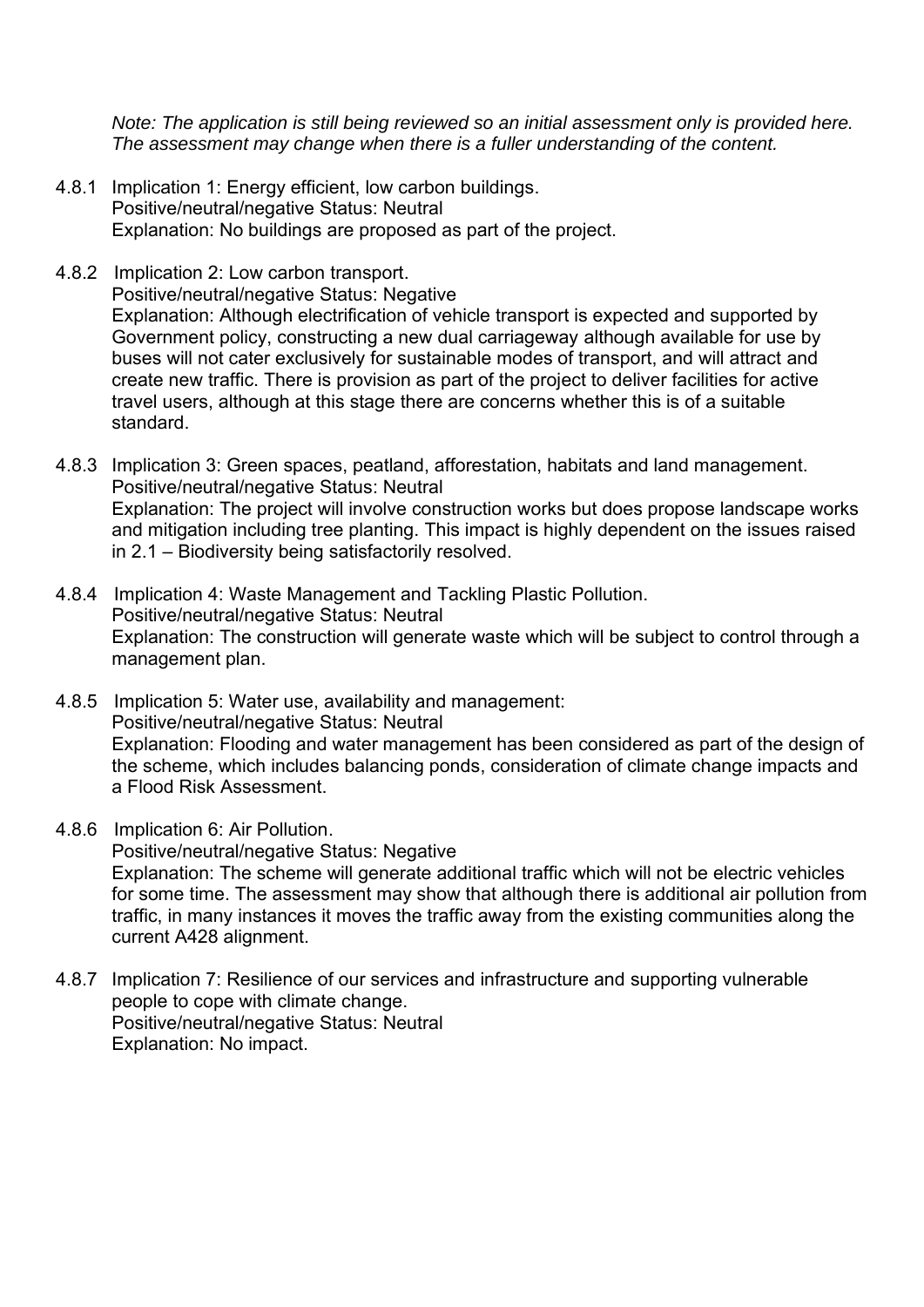*Note: The application is still being reviewed so an initial assessment only is provided here. The assessment may change when there is a fuller understanding of the content.*

4.8.1 Implication 1: Energy efficient, low carbon buildings.
Positive/neutral/negative Status: Neutral
Explanation: No buildings are proposed as part of the project.

4.8.2 Implication 2: Low carbon transport.
Positive/neutral/negative Status: Negative
Explanation: Although electrification of vehicle transport is expected and supported by Government policy, constructing a new dual carriageway although available for use by buses will not cater exclusively for sustainable modes of transport, and will attract and create new traffic. There is provision as part of the project to deliver facilities for active travel users, although at this stage there are concerns whether this is of a suitable standard.

4.8.3 Implication 3: Green spaces, peatland, afforestation, habitats and land management.
Positive/neutral/negative Status: Neutral
Explanation: The project will involve construction works but does propose landscape works and mitigation including tree planting. This impact is highly dependent on the issues raised in 2.1 – Biodiversity being satisfactorily resolved.

4.8.4 Implication 4: Waste Management and Tackling Plastic Pollution.
Positive/neutral/negative Status: Neutral
Explanation: The construction will generate waste which will be subject to control through a management plan.

4.8.5 Implication 5: Water use, availability and management:
Positive/neutral/negative Status: Neutral
Explanation: Flooding and water management has been considered as part of the design of the scheme, which includes balancing ponds, consideration of climate change impacts and a Flood Risk Assessment.

4.8.6 Implication 6: Air Pollution.
Positive/neutral/negative Status: Negative
Explanation: The scheme will generate additional traffic which will not be electric vehicles for some time. The assessment may show that although there is additional air pollution from traffic, in many instances it moves the traffic away from the existing communities along the current A428 alignment.

4.8.7 Implication 7: Resilience of our services and infrastructure and supporting vulnerable people to cope with climate change.
Positive/neutral/negative Status: Neutral
Explanation: No impact.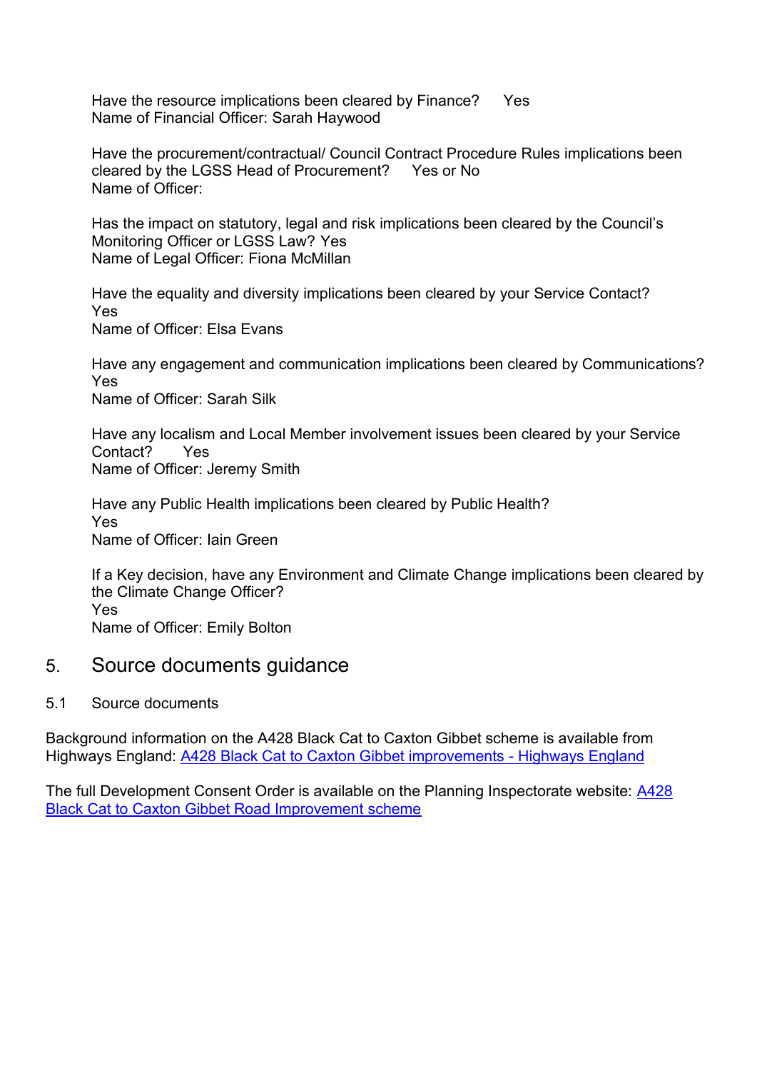Have the resource implications been cleared by Finance? Yes
Name of Financial Officer: Sarah Haywood

Have the procurement/contractual/ Council Contract Procedure Rules implications been cleared by the LGSS Head of Procurement? Yes or No
Name of Officer:

Has the impact on statutory, legal and risk implications been cleared by the Council's Monitoring Officer or LGSS Law? Yes
Name of Legal Officer: Fiona McMillan

Have the equality and diversity implications been cleared by your Service Contact?
Yes
Name of Officer: Elsa Evans

Have any engagement and communication implications been cleared by Communications?
Yes
Name of Officer: Sarah Silk

Have any localism and Local Member involvement issues been cleared by your Service Contact? Yes
Name of Officer: Jeremy Smith

Have any Public Health implications been cleared by Public Health?
Yes
Name of Officer: Iain Green

If a Key decision, have any Environment and Climate Change implications been cleared by the Climate Change Officer?
Yes
Name of Officer: Emily Bolton

## 5. Source documents guidance

### 5.1 Source documents

Background information on the A428 Black Cat to Caxton Gibbet scheme is available from Highways England: [A428 Black Cat to Caxton Gibbet improvements - Highways England]

The full Development Consent Order is available on the Planning Inspectorate website: [A428 Black Cat to Caxton Gibbet Road Improvement scheme]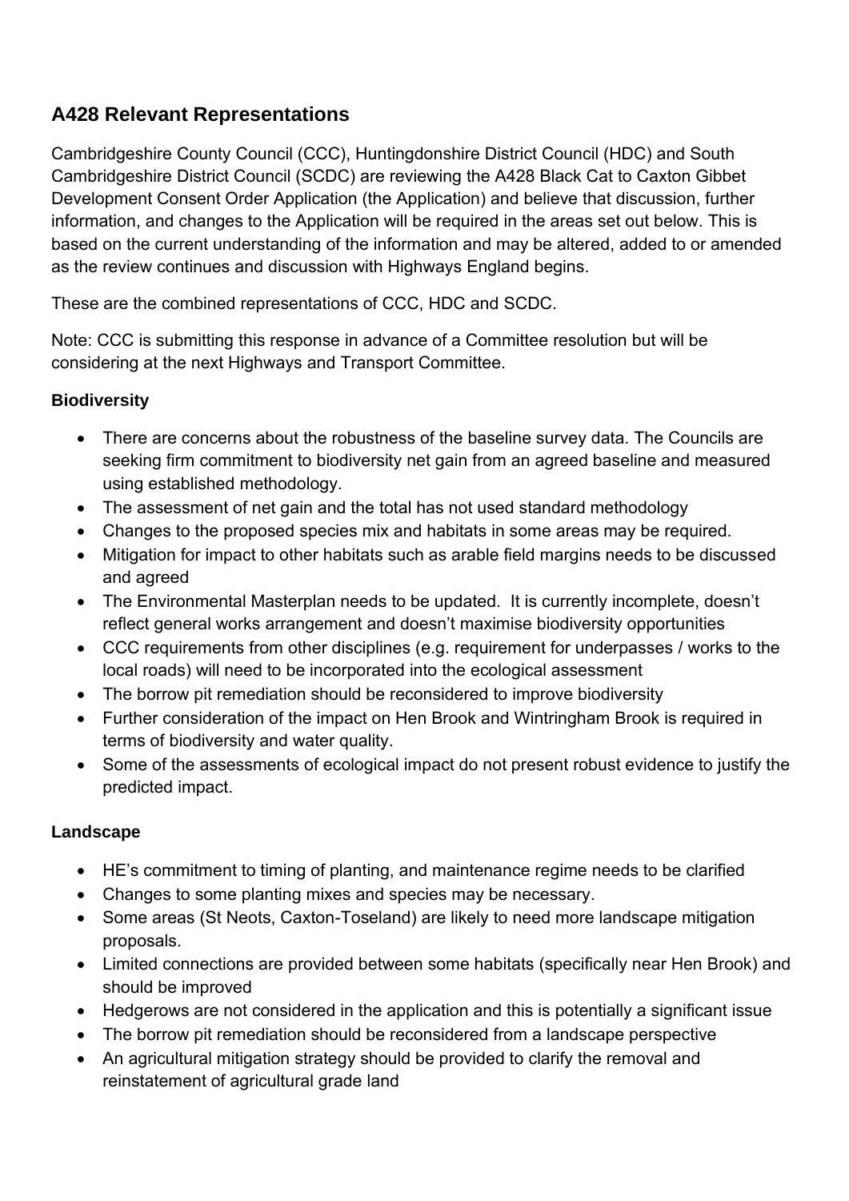## A428 Relevant Representations

Cambridgeshire County Council (CCC), Huntingdonshire District Council (HDC) and South Cambridgeshire District Council (SCDC) are reviewing the A428 Black Cat to Caxton Gibbet Development Consent Order Application (the Application) and believe that discussion, further information, and changes to the Application will be required in the areas set out below. This is based on the current understanding of the information and may be altered, added to or amended as the review continues and discussion with Highways England begins.

These are the combined representations of CCC, HDC and SCDC.

Note: CCC is submitting this response in advance of a Committee resolution but will be considering at the next Highways and Transport Committee.

**Biodiversity**

- There are concerns about the robustness of the baseline survey data. The Councils are seeking firm commitment to biodiversity net gain from an agreed baseline and measured using established methodology.
- The assessment of net gain and the total has not used standard methodology
- Changes to the proposed species mix and habitats in some areas may be required.
- Mitigation for impact to other habitats such as arable field margins needs to be discussed and agreed
- The Environmental Masterplan needs to be updated. It is currently incomplete, doesn't reflect general works arrangement and doesn't maximise biodiversity opportunities
- CCC requirements from other disciplines (e.g. requirement for underpasses / works to the local roads) will need to be incorporated into the ecological assessment
- The borrow pit remediation should be reconsidered to improve biodiversity
- Further consideration of the impact on Hen Brook and Wintringham Brook is required in terms of biodiversity and water quality.
- Some of the assessments of ecological impact do not present robust evidence to justify the predicted impact.

**Landscape**

- HE's commitment to timing of planting, and maintenance regime needs to be clarified
- Changes to some planting mixes and species may be necessary.
- Some areas (St Neots, Caxton-Toseland) are likely to need more landscape mitigation proposals.
- Limited connections are provided between some habitats (specifically near Hen Brook) and should be improved
- Hedgerows are not considered in the application and this is potentially a significant issue
- The borrow pit remediation should be reconsidered from a landscape perspective
- An agricultural mitigation strategy should be provided to clarify the removal and reinstatement of agricultural grade land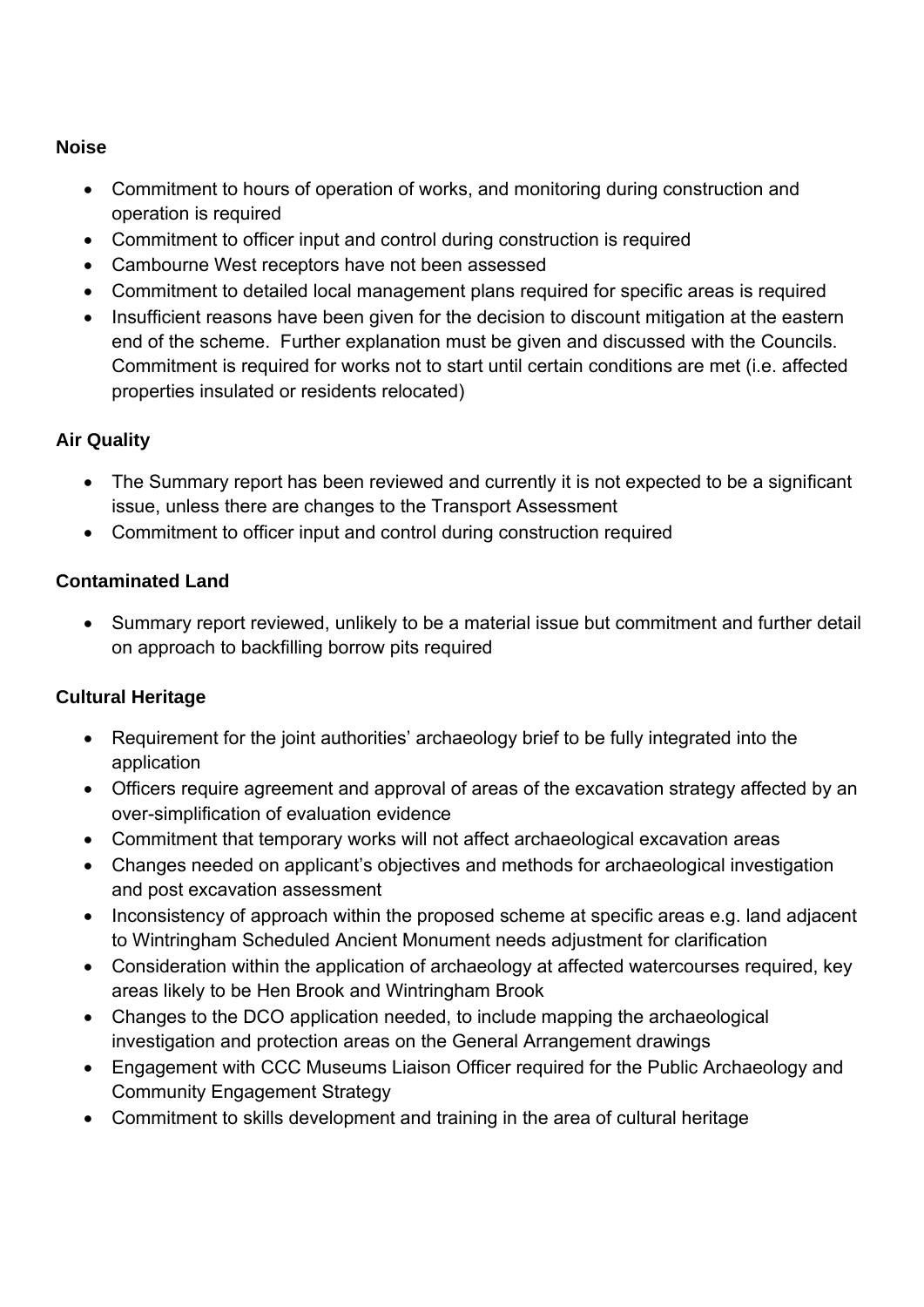**Noise**

- Commitment to hours of operation of works, and monitoring during construction and operation is required
- Commitment to officer input and control during construction is required
- Cambourne West receptors have not been assessed
- Commitment to detailed local management plans required for specific areas is required
- Insufficient reasons have been given for the decision to discount mitigation at the eastern end of the scheme. Further explanation must be given and discussed with the Councils. Commitment is required for works not to start until certain conditions are met (i.e. affected properties insulated or residents relocated)

**Air Quality**

- The Summary report has been reviewed and currently it is not expected to be a significant issue, unless there are changes to the Transport Assessment
- Commitment to officer input and control during construction required

**Contaminated Land**

- Summary report reviewed, unlikely to be a material issue but commitment and further detail on approach to backfilling borrow pits required

**Cultural Heritage**

- Requirement for the joint authorities' archaeology brief to be fully integrated into the application
- Officers require agreement and approval of areas of the excavation strategy affected by an over-simplification of evaluation evidence
- Commitment that temporary works will not affect archaeological excavation areas
- Changes needed on applicant's objectives and methods for archaeological investigation and post excavation assessment
- Inconsistency of approach within the proposed scheme at specific areas e.g. land adjacent to Wintringham Scheduled Ancient Monument needs adjustment for clarification
- Consideration within the application of archaeology at affected watercourses required, key areas likely to be Hen Brook and Wintringham Brook
- Changes to the DCO application needed, to include mapping the archaeological investigation and protection areas on the General Arrangement drawings
- Engagement with CCC Museums Liaison Officer required for the Public Archaeology and Community Engagement Strategy
- Commitment to skills development and training in the area of cultural heritage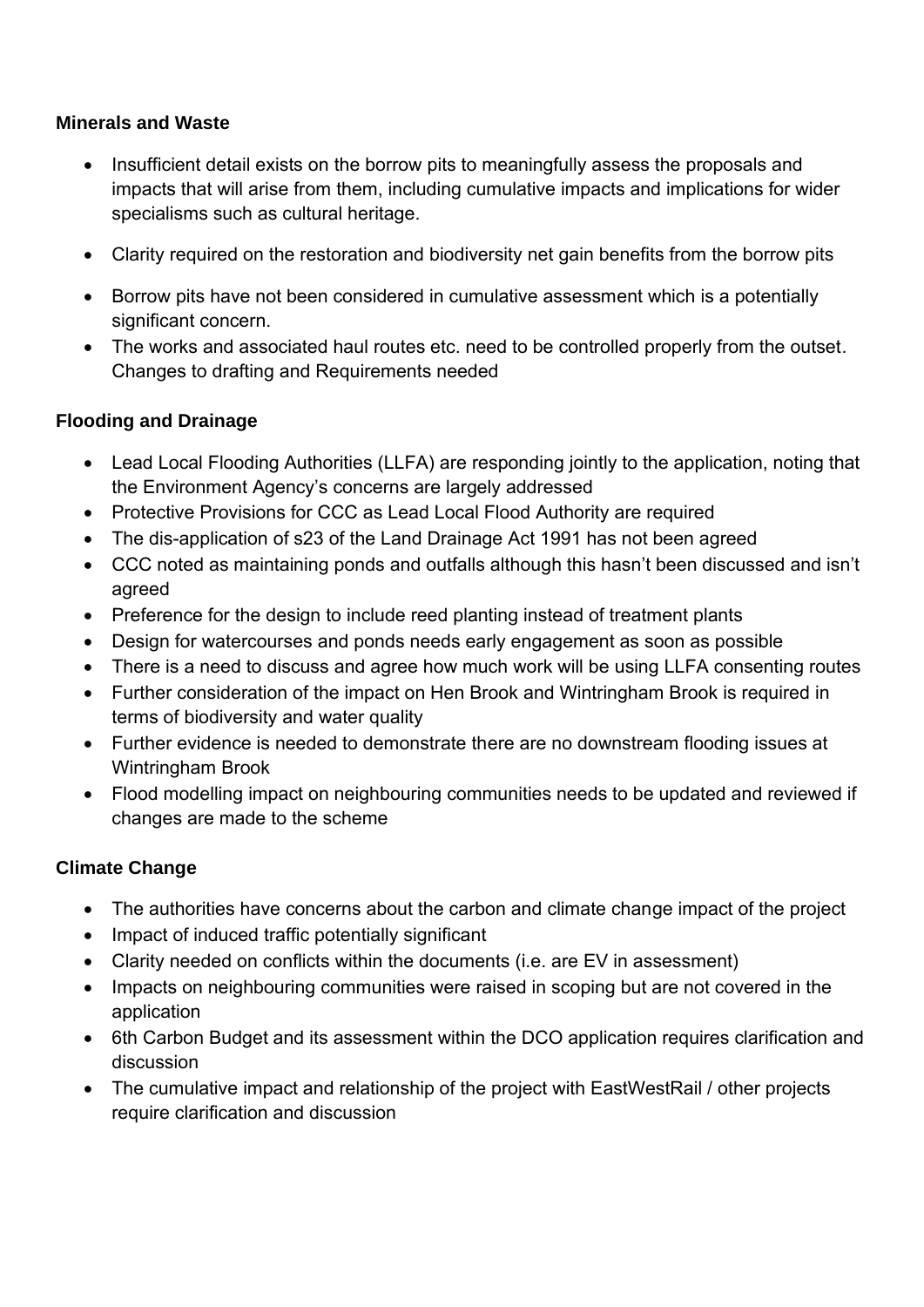**Minerals and Waste**

- Insufficient detail exists on the borrow pits to meaningfully assess the proposals and impacts that will arise from them, including cumulative impacts and implications for wider specialisms such as cultural heritage.
- Clarity required on the restoration and biodiversity net gain benefits from the borrow pits
- Borrow pits have not been considered in cumulative assessment which is a potentially significant concern.
- The works and associated haul routes etc. need to be controlled properly from the outset. Changes to drafting and Requirements needed

**Flooding and Drainage**

- Lead Local Flooding Authorities (LLFA) are responding jointly to the application, noting that the Environment Agency's concerns are largely addressed
- Protective Provisions for CCC as Lead Local Flood Authority are required
- The dis-application of s23 of the Land Drainage Act 1991 has not been agreed
- CCC noted as maintaining ponds and outfalls although this hasn't been discussed and isn't agreed
- Preference for the design to include reed planting instead of treatment plants
- Design for watercourses and ponds needs early engagement as soon as possible
- There is a need to discuss and agree how much work will be using LLFA consenting routes
- Further consideration of the impact on Hen Brook and Wintringham Brook is required in terms of biodiversity and water quality
- Further evidence is needed to demonstrate there are no downstream flooding issues at Wintringham Brook
- Flood modelling impact on neighbouring communities needs to be updated and reviewed if changes are made to the scheme

**Climate Change**

- The authorities have concerns about the carbon and climate change impact of the project
- Impact of induced traffic potentially significant
- Clarity needed on conflicts within the documents (i.e. are EV in assessment)
- Impacts on neighbouring communities were raised in scoping but are not covered in the application
- 6th Carbon Budget and its assessment within the DCO application requires clarification and discussion
- The cumulative impact and relationship of the project with EastWestRail / other projects require clarification and discussion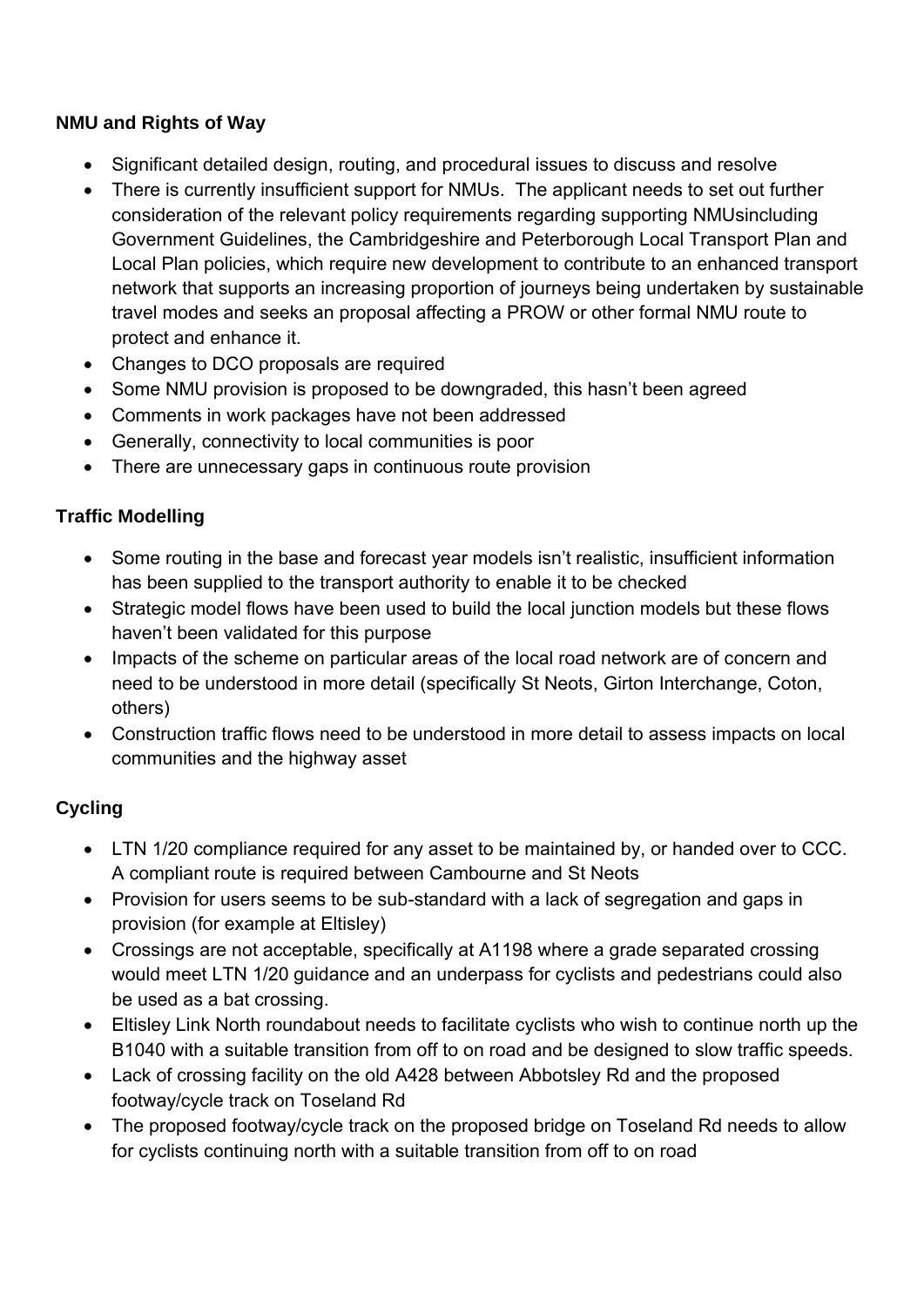**NMU and Rights of Way**

- Significant detailed design, routing, and procedural issues to discuss and resolve
- There is currently insufficient support for NMUs. The applicant needs to set out further consideration of the relevant policy requirements regarding supporting NMUsincluding Government Guidelines, the Cambridgeshire and Peterborough Local Transport Plan and Local Plan policies, which require new development to contribute to an enhanced transport network that supports an increasing proportion of journeys being undertaken by sustainable travel modes and seeks an proposal affecting a PROW or other formal NMU route to protect and enhance it.
- Changes to DCO proposals are required
- Some NMU provision is proposed to be downgraded, this hasn't been agreed
- Comments in work packages have not been addressed
- Generally, connectivity to local communities is poor
- There are unnecessary gaps in continuous route provision

**Traffic Modelling**

- Some routing in the base and forecast year models isn't realistic, insufficient information has been supplied to the transport authority to enable it to be checked
- Strategic model flows have been used to build the local junction models but these flows haven't been validated for this purpose
- Impacts of the scheme on particular areas of the local road network are of concern and need to be understood in more detail (specifically St Neots, Girton Interchange, Coton, others)
- Construction traffic flows need to be understood in more detail to assess impacts on local communities and the highway asset

**Cycling**

- LTN 1/20 compliance required for any asset to be maintained by, or handed over to CCC. A compliant route is required between Cambourne and St Neots
- Provision for users seems to be sub-standard with a lack of segregation and gaps in provision (for example at Eltisley)
- Crossings are not acceptable, specifically at A1198 where a grade separated crossing would meet LTN 1/20 guidance and an underpass for cyclists and pedestrians could also be used as a bat crossing.
- Eltisley Link North roundabout needs to facilitate cyclists who wish to continue north up the B1040 with a suitable transition from off to on road and be designed to slow traffic speeds.
- Lack of crossing facility on the old A428 between Abbotsley Rd and the proposed footway/cycle track on Toseland Rd
- The proposed footway/cycle track on the proposed bridge on Toseland Rd needs to allow for cyclists continuing north with a suitable transition from off to on road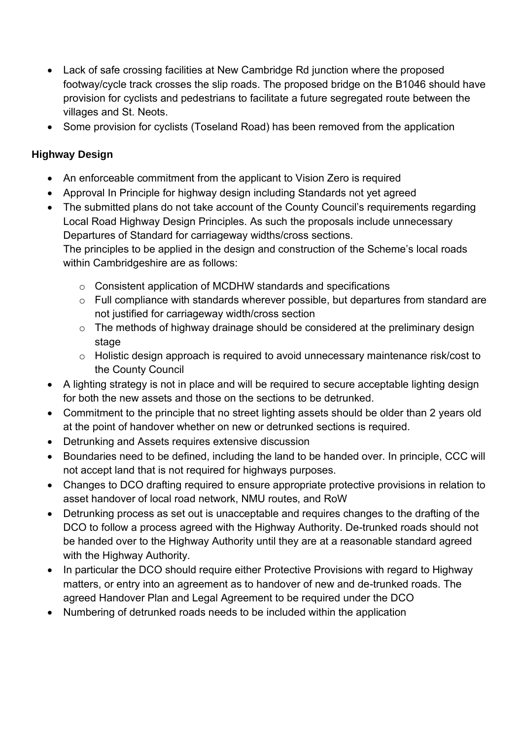- Lack of safe crossing facilities at New Cambridge Rd junction where the proposed footway/cycle track crosses the slip roads. The proposed bridge on the B1046 should have provision for cyclists and pedestrians to facilitate a future segregated route between the villages and St. Neots.
- Some provision for cyclists (Toseland Road) has been removed from the application

**Highway Design**

- An enforceable commitment from the applicant to Vision Zero is required
- Approval In Principle for highway design including Standards not yet agreed
- The submitted plans do not take account of the County Council's requirements regarding Local Road Highway Design Principles. As such the proposals include unnecessary Departures of Standard for carriageway widths/cross sections.
  The principles to be applied in the design and construction of the Scheme's local roads within Cambridgeshire are as follows:
  - Consistent application of MCDHW standards and specifications
  - Full compliance with standards wherever possible, but departures from standard are not justified for carriageway width/cross section
  - The methods of highway drainage should be considered at the preliminary design stage
  - Holistic design approach is required to avoid unnecessary maintenance risk/cost to the County Council
- A lighting strategy is not in place and will be required to secure acceptable lighting design for both the new assets and those on the sections to be detrunked.
- Commitment to the principle that no street lighting assets should be older than 2 years old at the point of handover whether on new or detrunked sections is required.
- Detrunking and Assets requires extensive discussion
- Boundaries need to be defined, including the land to be handed over. In principle, CCC will not accept land that is not required for highways purposes.
- Changes to DCO drafting required to ensure appropriate protective provisions in relation to asset handover of local road network, NMU routes, and RoW
- Detrunking process as set out is unacceptable and requires changes to the drafting of the DCO to follow a process agreed with the Highway Authority. De-trunked roads should not be handed over to the Highway Authority until they are at a reasonable standard agreed with the Highway Authority.
- In particular the DCO should require either Protective Provisions with regard to Highway matters, or entry into an agreement as to handover of new and de-trunked roads. The agreed Handover Plan and Legal Agreement to be required under the DCO
- Numbering of detrunked roads needs to be included within the application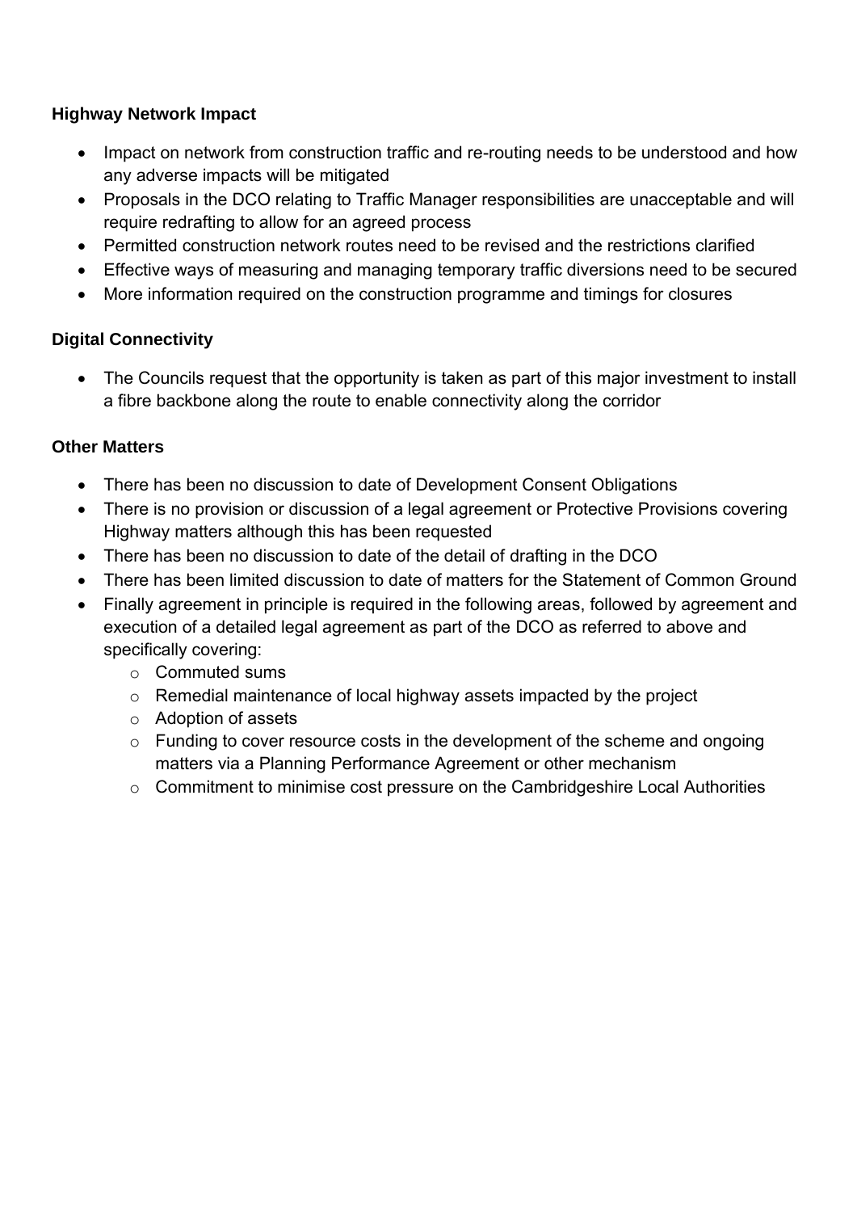**Highway Network Impact**

- Impact on network from construction traffic and re-routing needs to be understood and how any adverse impacts will be mitigated
- Proposals in the DCO relating to Traffic Manager responsibilities are unacceptable and will require redrafting to allow for an agreed process
- Permitted construction network routes need to be revised and the restrictions clarified
- Effective ways of measuring and managing temporary traffic diversions need to be secured
- More information required on the construction programme and timings for closures

**Digital Connectivity**

- The Councils request that the opportunity is taken as part of this major investment to install a fibre backbone along the route to enable connectivity along the corridor

**Other Matters**

- There has been no discussion to date of Development Consent Obligations
- There is no provision or discussion of a legal agreement or Protective Provisions covering Highway matters although this has been requested
- There has been no discussion to date of the detail of drafting in the DCO
- There has been limited discussion to date of matters for the Statement of Common Ground
- Finally agreement in principle is required in the following areas, followed by agreement and execution of a detailed legal agreement as part of the DCO as referred to above and specifically covering:
    - Commuted sums
    - Remedial maintenance of local highway assets impacted by the project
    - Adoption of assets
    - Funding to cover resource costs in the development of the scheme and ongoing matters via a Planning Performance Agreement or other mechanism
    - Commitment to minimise cost pressure on the Cambridgeshire Local Authorities